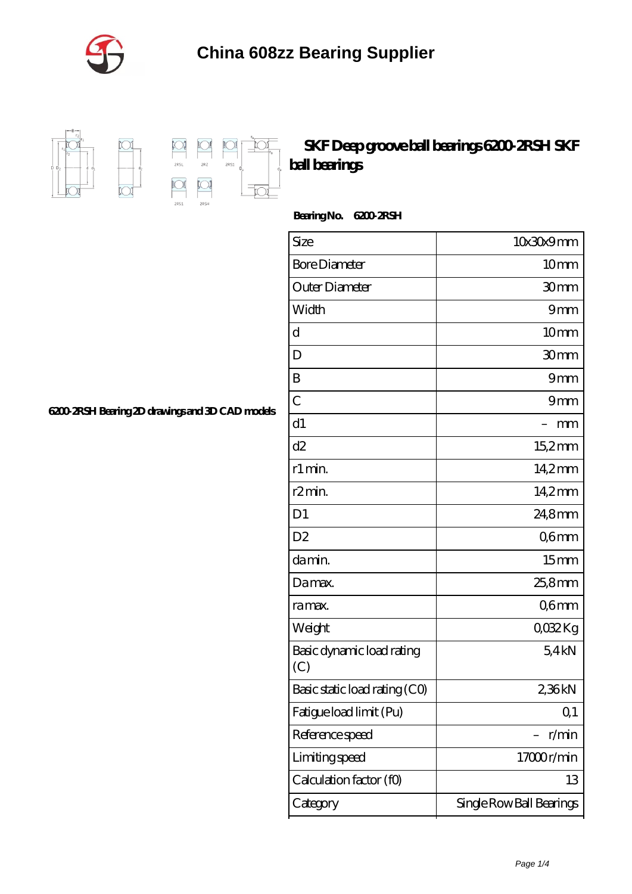# China 608zz Bearing Supplier

## SKF Deep groove ball bearings 6200-2RSH SKF ball bearings

**Bearing No.** 6200-2RSH

6200-2RSH Bearing 2D drawings and 3D CAD models

| Size | 10x30x9 mm |
|---|---|
| Bore Diameter | 10 mm |
| Outer Diameter | 30 mm |
| Width | 9 mm |
| d | 10 mm |
| D | 30 mm |
| B | 9 mm |
| C | 9 mm |
| d1 | – mm |
| d2 | 15,2 mm |
| r1 min. | 14,2 mm |
| r2 min. | 14,2 mm |
| D1 | 24,8 mm |
| D2 | 0,6 mm |
| da min. | 15 mm |
| Da max. | 25,8 mm |
| ra max. | 0,6 mm |
| Weight | 0,032 Kg |
| Basic dynamic load rating (C) | 5,4 kN |
| Basic static load rating (C0) | 2,36 kN |
| Fatigue load limit (Pu) | 0,1 |
| Reference speed | – r/min |
| Limiting speed | 17000 r/min |
| Calculation factor (f0) | 13 |
| Category | Single Row Ball Bearings |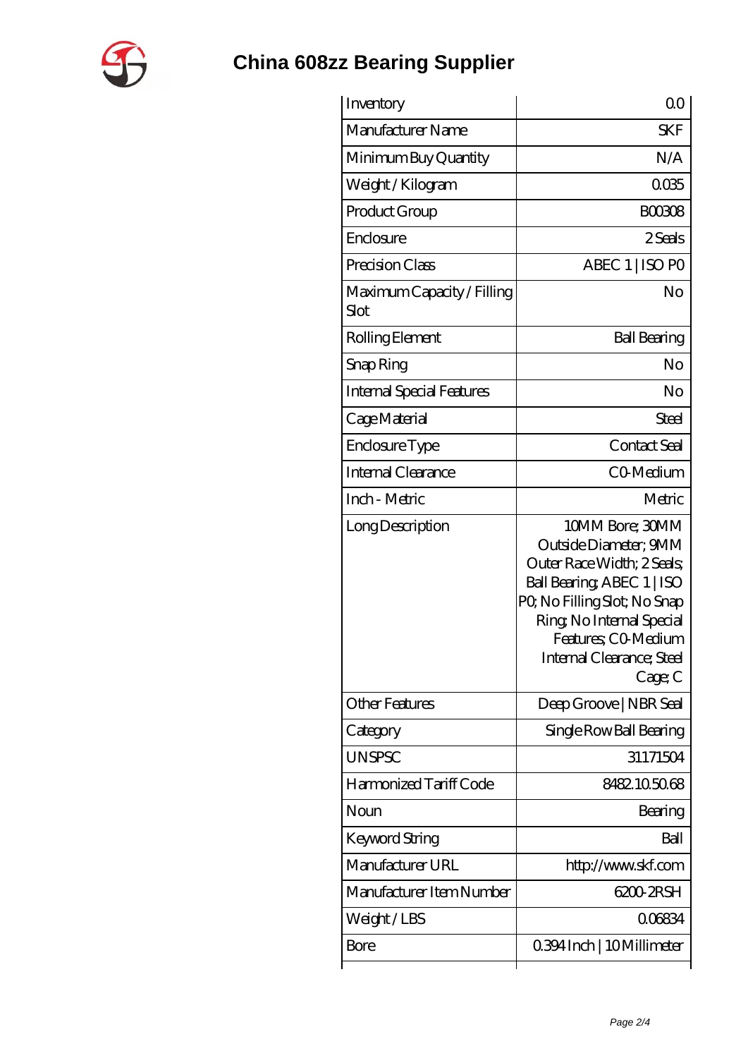# China 608zz Bearing Supplier

| Inventory | 0.0 |
|---|---|
| Manufacturer Name | SKF |
| Minimum Buy Quantity | N/A |
| Weight / Kilogram | 0.035 |
| Product Group | B00308 |
| Enclosure | 2 Seals |
| Precision Class | ABEC 1 \| ISO P0 |
| Maximum Capacity / Filling Slot | No |
| Rolling Element | Ball Bearing |
| Snap Ring | No |
| Internal Special Features | No |
| Cage Material | Steel |
| Enclosure Type | Contact Seal |
| Internal Clearance | C0-Medium |
| Inch - Metric | Metric |
| Long Description | 10MM Bore; 30MM Outside Diameter; 9MM Outer Race Width; 2 Seals; Ball Bearing; ABEC 1 \| ISO P0; No Filling Slot; No Snap Ring; No Internal Special Features; C0-Medium Internal Clearance; Steel Cage; C |
| Other Features | Deep Groove \| NBR Seal |
| Category | Single Row Ball Bearing |
| UNSPSC | 31171504 |
| Harmonized Tariff Code | 8482.10.50.68 |
| Noun | Bearing |
| Keyword String | Ball |
| Manufacturer URL | http://www.skf.com |
| Manufacturer Item Number | 6200-2RSH |
| Weight / LBS | 0.06834 |
| Bore | 0.394 Inch \| 10 Millimeter |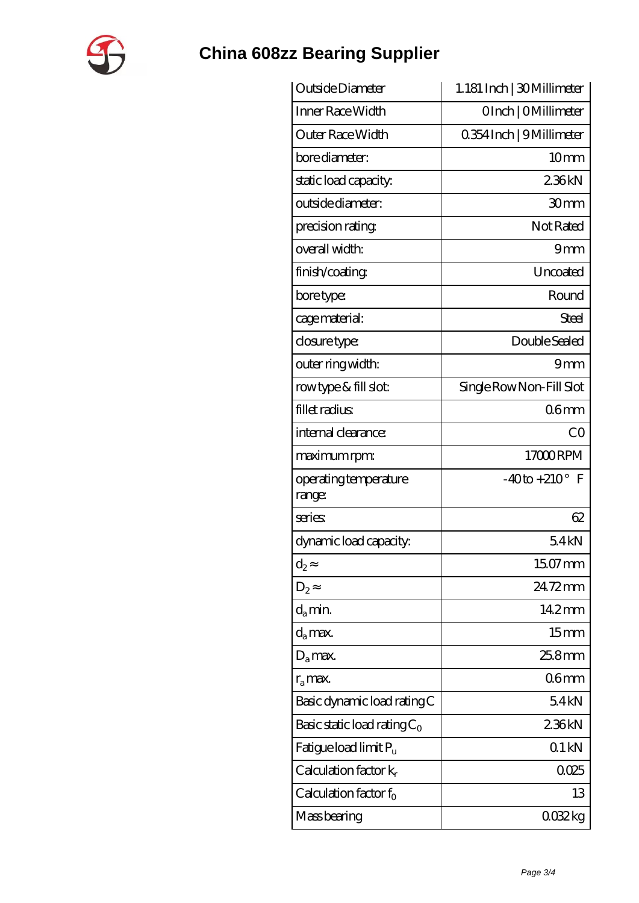# China 608zz Bearing Supplier

| | |
|---|---|
| Outside Diameter | 1.181 Inch \| 30 Millimeter |
| Inner Race Width | 0 Inch \| 0 Millimeter |
| Outer Race Width | 0.354 Inch \| 9 Millimeter |
| bore diameter: | 10 mm |
| static load capacity: | 2.36 kN |
| outside diameter: | 30 mm |
| precision rating: | Not Rated |
| overall width: | 9 mm |
| finish/coating: | Uncoated |
| bore type: | Round |
| cage material: | Steel |
| closure type: | Double Sealed |
| outer ring width: | 9 mm |
| row type & fill slot: | Single Row Non-Fill Slot |
| fillet radius: | 0.6 mm |
| internal clearance: | C0 |
| maximum rpm: | 17000 RPM |
| operating temperature range: | -40 to +210 ° F |
| series: | 62 |
| dynamic load capacity: | 5.4 kN |
| $d_2$ ≈ | 15.07 mm |
| $D_2$ ≈ | 24.72 mm |
| $d_a$ min. | 14.2 mm |
| $d_a$ max. | 15 mm |
| $D_a$ max. | 25.8 mm |
| $r_a$ max. | 0.6 mm |
| Basic dynamic load rating C | 5.4 kN |
| Basic static load rating $C_0$ | 2.36 kN |
| Fatigue load limit $P_u$ | 0.1 kN |
| Calculation factor $k_r$ | 0.025 |
| Calculation factor $f_0$ | 13 |
| Mass bearing | 0.032 kg |